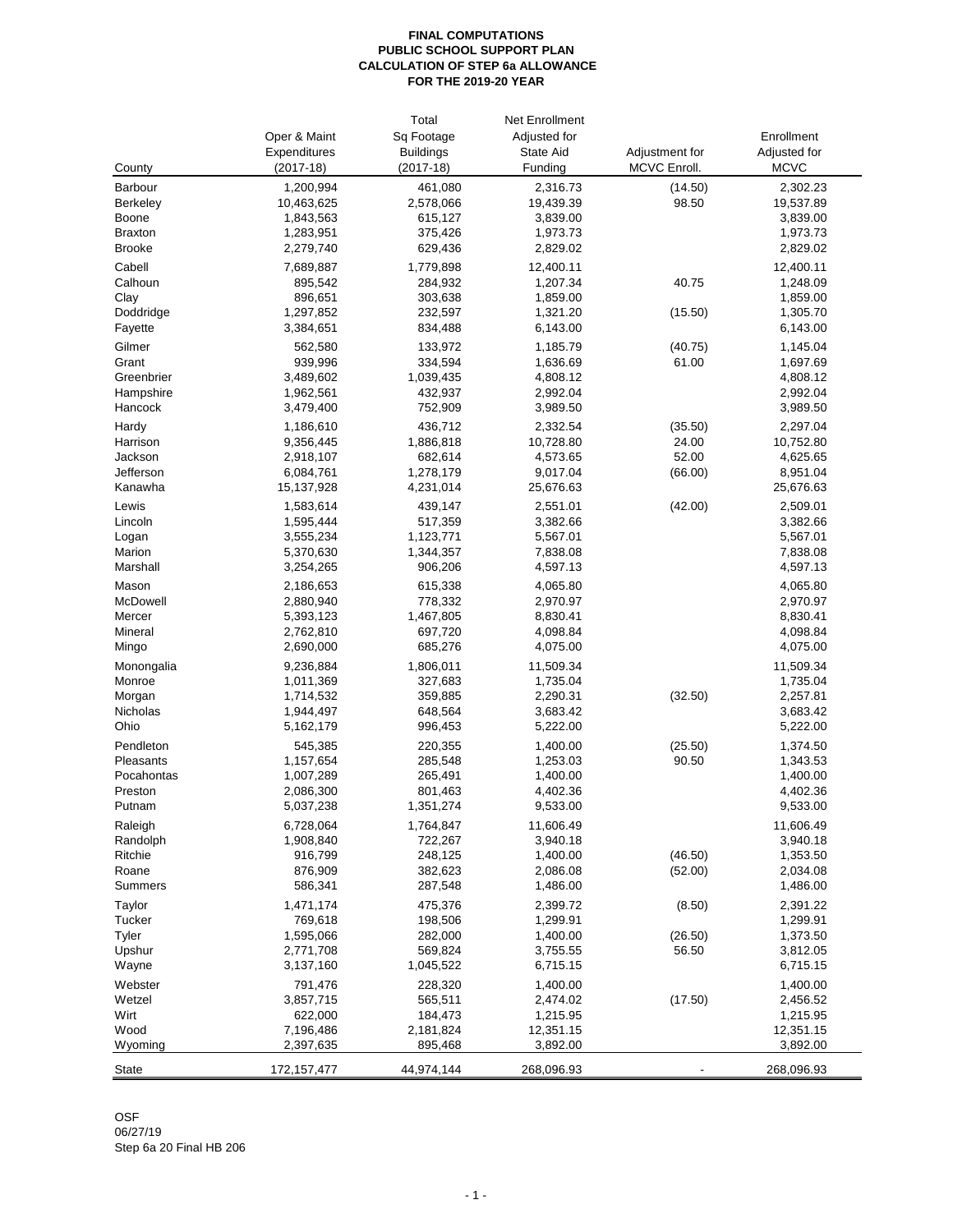**FINAL COMPUTATIONS**
**PUBLIC SCHOOL SUPPORT PLAN**
**CALCULATION OF STEP 6a ALLOWANCE**
**FOR THE 2019-20 YEAR**

| County | Oper & Maint Expenditures (2017-18) | Total Sq Footage Buildings (2017-18) | Net Enrollment Adjusted for State Aid Funding | Adjustment for MCVC Enroll. | Enrollment Adjusted for MCVC |
|---|---|---|---|---|---|
| Barbour | 1,200,994 | 461,080 | 2,316.73 | (14.50) | 2,302.23 |
| Berkeley | 10,463,625 | 2,578,066 | 19,439.39 | 98.50 | 19,537.89 |
| Boone | 1,843,563 | 615,127 | 3,839.00 | | 3,839.00 |
| Braxton | 1,283,951 | 375,426 | 1,973.73 | | 1,973.73 |
| Brooke | 2,279,740 | 629,436 | 2,829.02 | | 2,829.02 |
| Cabell | 7,689,887 | 1,779,898 | 12,400.11 | | 12,400.11 |
| Calhoun | 895,542 | 284,932 | 1,207.34 | 40.75 | 1,248.09 |
| Clay | 896,651 | 303,638 | 1,859.00 | | 1,859.00 |
| Doddridge | 1,297,852 | 232,597 | 1,321.20 | (15.50) | 1,305.70 |
| Fayette | 3,384,651 | 834,488 | 6,143.00 | | 6,143.00 |
| Gilmer | 562,580 | 133,972 | 1,185.79 | (40.75) | 1,145.04 |
| Grant | 939,996 | 334,594 | 1,636.69 | 61.00 | 1,697.69 |
| Greenbrier | 3,489,602 | 1,039,435 | 4,808.12 | | 4,808.12 |
| Hampshire | 1,962,561 | 432,937 | 2,992.04 | | 2,992.04 |
| Hancock | 3,479,400 | 752,909 | 3,989.50 | | 3,989.50 |
| Hardy | 1,186,610 | 436,712 | 2,332.54 | (35.50) | 2,297.04 |
| Harrison | 9,356,445 | 1,886,818 | 10,728.80 | 24.00 | 10,752.80 |
| Jackson | 2,918,107 | 682,614 | 4,573.65 | 52.00 | 4,625.65 |
| Jefferson | 6,084,761 | 1,278,179 | 9,017.04 | (66.00) | 8,951.04 |
| Kanawha | 15,137,928 | 4,231,014 | 25,676.63 | | 25,676.63 |
| Lewis | 1,583,614 | 439,147 | 2,551.01 | (42.00) | 2,509.01 |
| Lincoln | 1,595,444 | 517,359 | 3,382.66 | | 3,382.66 |
| Logan | 3,555,234 | 1,123,771 | 5,567.01 | | 5,567.01 |
| Marion | 5,370,630 | 1,344,357 | 7,838.08 | | 7,838.08 |
| Marshall | 3,254,265 | 906,206 | 4,597.13 | | 4,597.13 |
| Mason | 2,186,653 | 615,338 | 4,065.80 | | 4,065.80 |
| McDowell | 2,880,940 | 778,332 | 2,970.97 | | 2,970.97 |
| Mercer | 5,393,123 | 1,467,805 | 8,830.41 | | 8,830.41 |
| Mineral | 2,762,810 | 697,720 | 4,098.84 | | 4,098.84 |
| Mingo | 2,690,000 | 685,276 | 4,075.00 | | 4,075.00 |
| Monongalia | 9,236,884 | 1,806,011 | 11,509.34 | | 11,509.34 |
| Monroe | 1,011,369 | 327,683 | 1,735.04 | | 1,735.04 |
| Morgan | 1,714,532 | 359,885 | 2,290.31 | (32.50) | 2,257.81 |
| Nicholas | 1,944,497 | 648,564 | 3,683.42 | | 3,683.42 |
| Ohio | 5,162,179 | 996,453 | 5,222.00 | | 5,222.00 |
| Pendleton | 545,385 | 220,355 | 1,400.00 | (25.50) | 1,374.50 |
| Pleasants | 1,157,654 | 285,548 | 1,253.03 | 90.50 | 1,343.53 |
| Pocahontas | 1,007,289 | 265,491 | 1,400.00 | | 1,400.00 |
| Preston | 2,086,300 | 801,463 | 4,402.36 | | 4,402.36 |
| Putnam | 5,037,238 | 1,351,274 | 9,533.00 | | 9,533.00 |
| Raleigh | 6,728,064 | 1,764,847 | 11,606.49 | | 11,606.49 |
| Randolph | 1,908,840 | 722,267 | 3,940.18 | | 3,940.18 |
| Ritchie | 916,799 | 248,125 | 1,400.00 | (46.50) | 1,353.50 |
| Roane | 876,909 | 382,623 | 2,086.08 | (52.00) | 2,034.08 |
| Summers | 586,341 | 287,548 | 1,486.00 | | 1,486.00 |
| Taylor | 1,471,174 | 475,376 | 2,399.72 | (8.50) | 2,391.22 |
| Tucker | 769,618 | 198,506 | 1,299.91 | | 1,299.91 |
| Tyler | 1,595,066 | 282,000 | 1,400.00 | (26.50) | 1,373.50 |
| Upshur | 2,771,708 | 569,824 | 3,755.55 | 56.50 | 3,812.05 |
| Wayne | 3,137,160 | 1,045,522 | 6,715.15 | | 6,715.15 |
| Webster | 791,476 | 228,320 | 1,400.00 | | 1,400.00 |
| Wetzel | 3,857,715 | 565,511 | 2,474.02 | (17.50) | 2,456.52 |
| Wirt | 622,000 | 184,473 | 1,215.95 | | 1,215.95 |
| Wood | 7,196,486 | 2,181,824 | 12,351.15 | | 12,351.15 |
| Wyoming | 2,397,635 | 895,468 | 3,892.00 | | 3,892.00 |
| State | 172,157,477 | 44,974,144 | 268,096.93 | - | 268,096.93 |

OSF
06/27/19
Step 6a 20 Final HB 206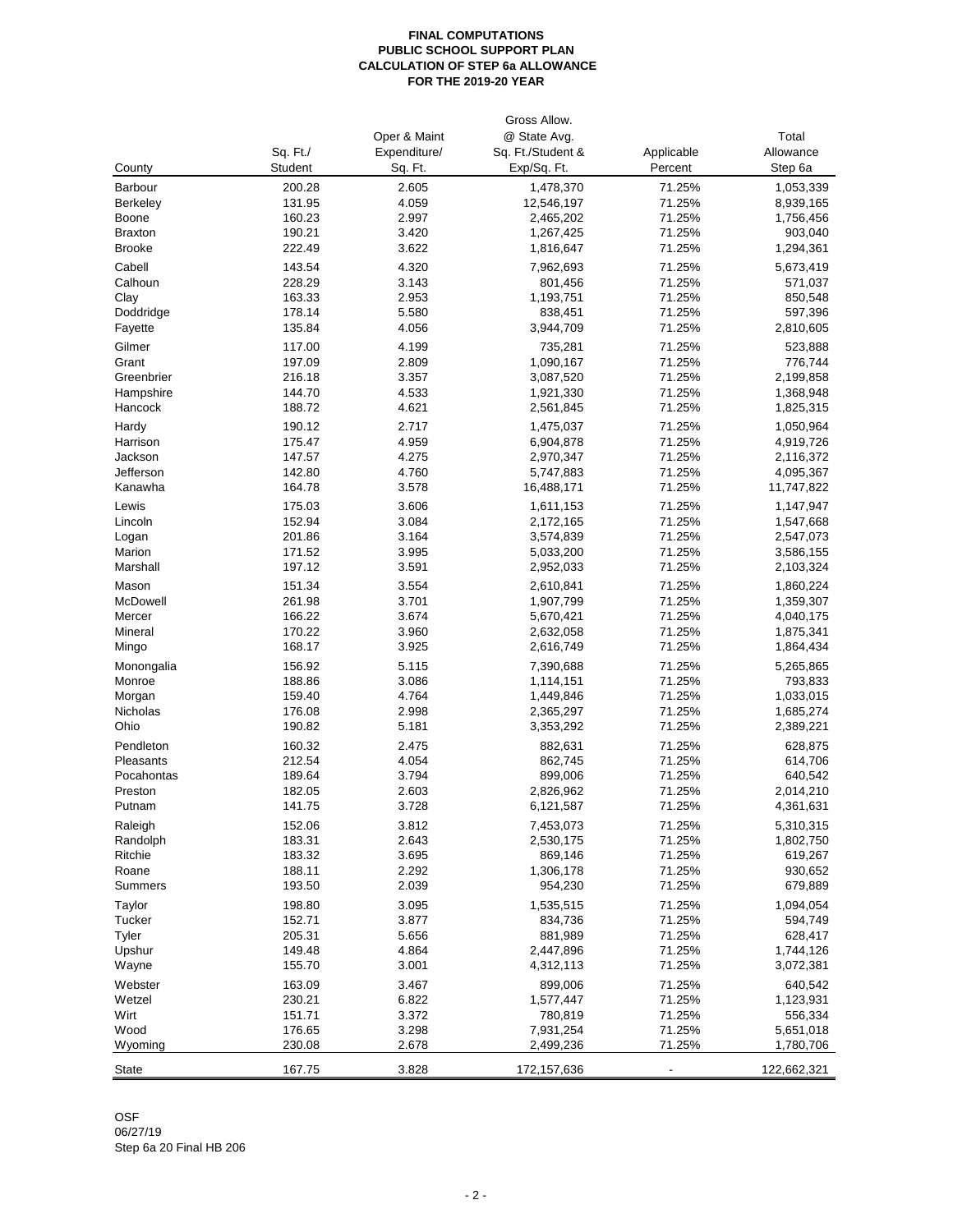**FINAL COMPUTATIONS**
**PUBLIC SCHOOL SUPPORT PLAN**
**CALCULATION OF STEP 6a ALLOWANCE**
**FOR THE 2019-20 YEAR**

| County | Sq. Ft./ Student | Oper & Maint Expenditure/ Sq. Ft. | Gross Allow. @ State Avg. Sq. Ft./Student & Exp/Sq. Ft. | Applicable Percent | Total Allowance Step 6a |
|---|---|---|---|---|---|
| Barbour | 200.28 | 2.605 | 1,478,370 | 71.25% | 1,053,339 |
| Berkeley | 131.95 | 4.059 | 12,546,197 | 71.25% | 8,939,165 |
| Boone | 160.23 | 2.997 | 2,465,202 | 71.25% | 1,756,456 |
| Braxton | 190.21 | 3.420 | 1,267,425 | 71.25% | 903,040 |
| Brooke | 222.49 | 3.622 | 1,816,647 | 71.25% | 1,294,361 |
| Cabell | 143.54 | 4.320 | 7,962,693 | 71.25% | 5,673,419 |
| Calhoun | 228.29 | 3.143 | 801,456 | 71.25% | 571,037 |
| Clay | 163.33 | 2.953 | 1,193,751 | 71.25% | 850,548 |
| Doddridge | 178.14 | 5.580 | 838,451 | 71.25% | 597,396 |
| Fayette | 135.84 | 4.056 | 3,944,709 | 71.25% | 2,810,605 |
| Gilmer | 117.00 | 4.199 | 735,281 | 71.25% | 523,888 |
| Grant | 197.09 | 2.809 | 1,090,167 | 71.25% | 776,744 |
| Greenbrier | 216.18 | 3.357 | 3,087,520 | 71.25% | 2,199,858 |
| Hampshire | 144.70 | 4.533 | 1,921,330 | 71.25% | 1,368,948 |
| Hancock | 188.72 | 4.621 | 2,561,845 | 71.25% | 1,825,315 |
| Hardy | 190.12 | 2.717 | 1,475,037 | 71.25% | 1,050,964 |
| Harrison | 175.47 | 4.959 | 6,904,878 | 71.25% | 4,919,726 |
| Jackson | 147.57 | 4.275 | 2,970,347 | 71.25% | 2,116,372 |
| Jefferson | 142.80 | 4.760 | 5,747,883 | 71.25% | 4,095,367 |
| Kanawha | 164.78 | 3.578 | 16,488,171 | 71.25% | 11,747,822 |
| Lewis | 175.03 | 3.606 | 1,611,153 | 71.25% | 1,147,947 |
| Lincoln | 152.94 | 3.084 | 2,172,165 | 71.25% | 1,547,668 |
| Logan | 201.86 | 3.164 | 3,574,839 | 71.25% | 2,547,073 |
| Marion | 171.52 | 3.995 | 5,033,200 | 71.25% | 3,586,155 |
| Marshall | 197.12 | 3.591 | 2,952,033 | 71.25% | 2,103,324 |
| Mason | 151.34 | 3.554 | 2,610,841 | 71.25% | 1,860,224 |
| McDowell | 261.98 | 3.701 | 1,907,799 | 71.25% | 1,359,307 |
| Mercer | 166.22 | 3.674 | 5,670,421 | 71.25% | 4,040,175 |
| Mineral | 170.22 | 3.960 | 2,632,058 | 71.25% | 1,875,341 |
| Mingo | 168.17 | 3.925 | 2,616,749 | 71.25% | 1,864,434 |
| Monongalia | 156.92 | 5.115 | 7,390,688 | 71.25% | 5,265,865 |
| Monroe | 188.86 | 3.086 | 1,114,151 | 71.25% | 793,833 |
| Morgan | 159.40 | 4.764 | 1,449,846 | 71.25% | 1,033,015 |
| Nicholas | 176.08 | 2.998 | 2,365,297 | 71.25% | 1,685,274 |
| Ohio | 190.82 | 5.181 | 3,353,292 | 71.25% | 2,389,221 |
| Pendleton | 160.32 | 2.475 | 882,631 | 71.25% | 628,875 |
| Pleasants | 212.54 | 4.054 | 862,745 | 71.25% | 614,706 |
| Pocahontas | 189.64 | 3.794 | 899,006 | 71.25% | 640,542 |
| Preston | 182.05 | 2.603 | 2,826,962 | 71.25% | 2,014,210 |
| Putnam | 141.75 | 3.728 | 6,121,587 | 71.25% | 4,361,631 |
| Raleigh | 152.06 | 3.812 | 7,453,073 | 71.25% | 5,310,315 |
| Randolph | 183.31 | 2.643 | 2,530,175 | 71.25% | 1,802,750 |
| Ritchie | 183.32 | 3.695 | 869,146 | 71.25% | 619,267 |
| Roane | 188.11 | 2.292 | 1,306,178 | 71.25% | 930,652 |
| Summers | 193.50 | 2.039 | 954,230 | 71.25% | 679,889 |
| Taylor | 198.80 | 3.095 | 1,535,515 | 71.25% | 1,094,054 |
| Tucker | 152.71 | 3.877 | 834,736 | 71.25% | 594,749 |
| Tyler | 205.31 | 5.656 | 881,989 | 71.25% | 628,417 |
| Upshur | 149.48 | 4.864 | 2,447,896 | 71.25% | 1,744,126 |
| Wayne | 155.70 | 3.001 | 4,312,113 | 71.25% | 3,072,381 |
| Webster | 163.09 | 3.467 | 899,006 | 71.25% | 640,542 |
| Wetzel | 230.21 | 6.822 | 1,577,447 | 71.25% | 1,123,931 |
| Wirt | 151.71 | 3.372 | 780,819 | 71.25% | 556,334 |
| Wood | 176.65 | 3.298 | 7,931,254 | 71.25% | 5,651,018 |
| Wyoming | 230.08 | 2.678 | 2,499,236 | 71.25% | 1,780,706 |
| State | 167.75 | 3.828 | 172,157,636 | - | 122,662,321 |

OSF
06/27/19
Step 6a 20 Final HB 206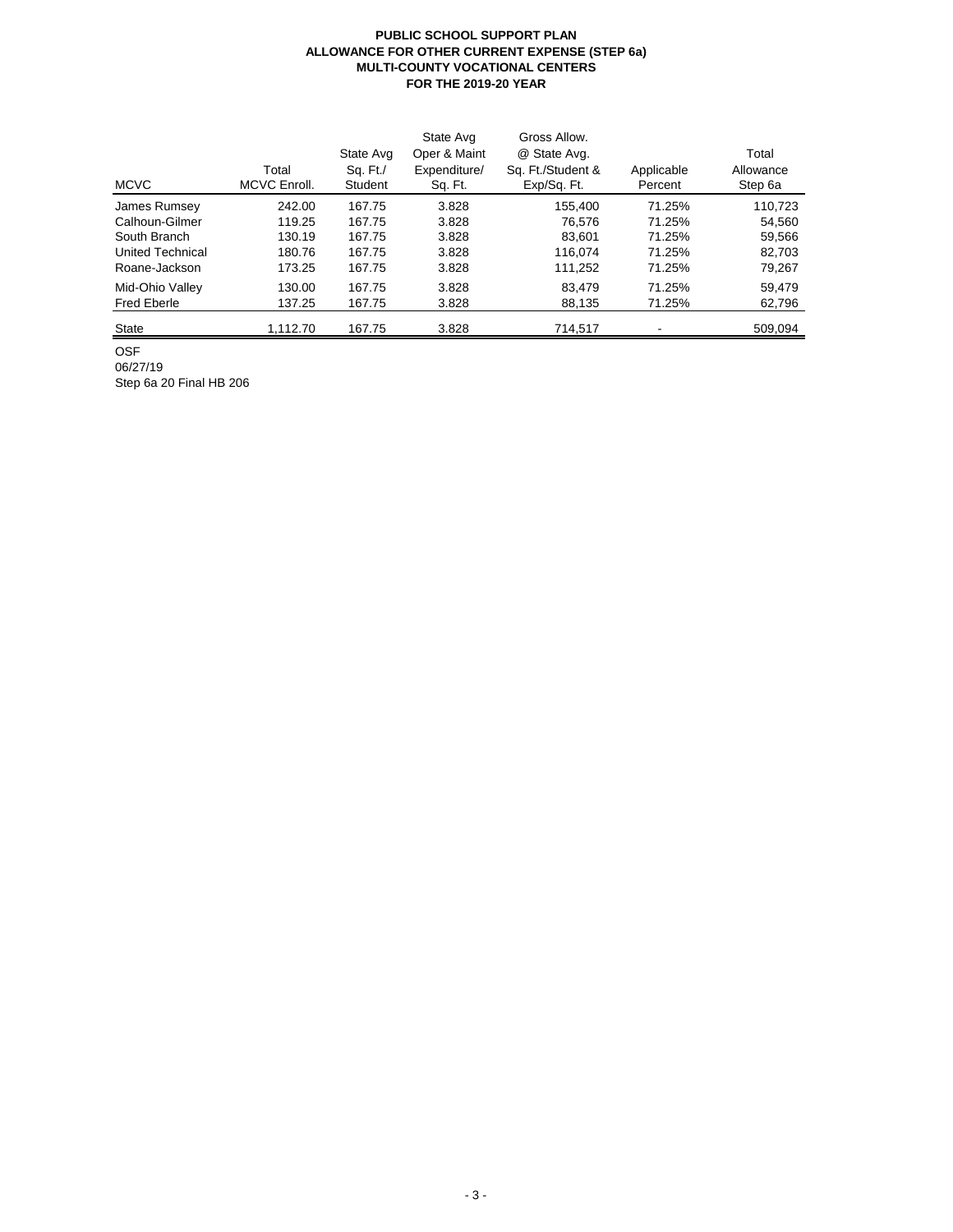**PUBLIC SCHOOL SUPPORT PLAN**
**ALLOWANCE FOR OTHER CURRENT EXPENSE (STEP 6a)**
**MULTI-COUNTY VOCATIONAL CENTERS**
**FOR THE 2019-20 YEAR**

| MCVC | Total MCVC Enroll. | State Avg Sq. Ft./ Student | State Avg Oper & Maint Expenditure/ Sq. Ft. | Gross Allow. @ State Avg. Sq. Ft./Student & Exp/Sq. Ft. | Applicable Percent | Total Allowance Step 6a |
|---|---|---|---|---|---|---|
| James Rumsey | 242.00 | 167.75 | 3.828 | 155,400 | 71.25% | 110,723 |
| Calhoun-Gilmer | 119.25 | 167.75 | 3.828 | 76,576 | 71.25% | 54,560 |
| South Branch | 130.19 | 167.75 | 3.828 | 83,601 | 71.25% | 59,566 |
| United Technical | 180.76 | 167.75 | 3.828 | 116,074 | 71.25% | 82,703 |
| Roane-Jackson | 173.25 | 167.75 | 3.828 | 111,252 | 71.25% | 79,267 |
| Mid-Ohio Valley | 130.00 | 167.75 | 3.828 | 83,479 | 71.25% | 59,479 |
| Fred Eberle | 137.25 | 167.75 | 3.828 | 88,135 | 71.25% | 62,796 |
| State | 1,112.70 | 167.75 | 3.828 | 714,517 | - | 509,094 |

OSF
06/27/19
Step 6a 20 Final HB 206